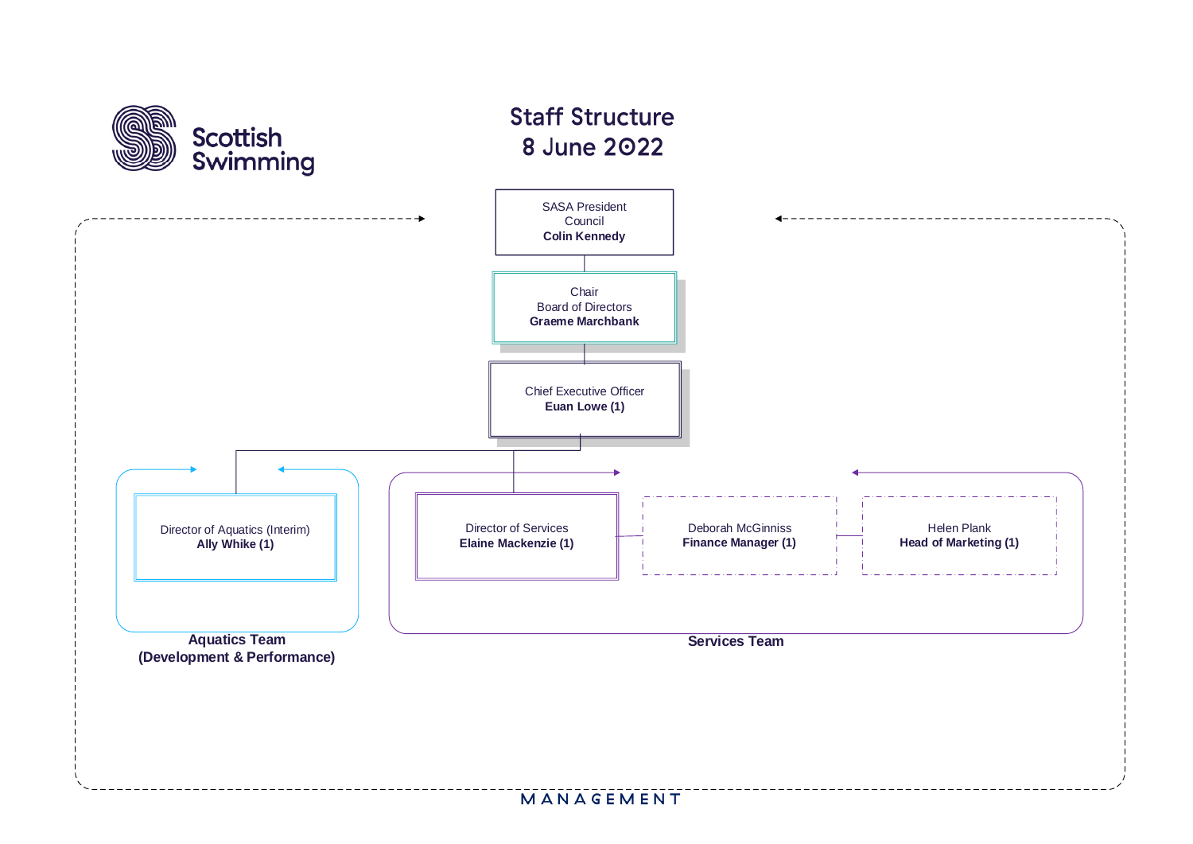Scottish Swimming

# Staff Structure
## 8 June 2022

SASA President
Council
**Colin Kennedy**

Chair
Board of Directors
**Graeme Marchbank**

Chief Executive Officer
**Euan Lowe (1)**

Director of Aquatics (Interim)
**Ally Whike (1)**

**Aquatics Team (Development & Performance)**

Director of Services
**Elaine Mackenzie (1)**

Deborah McGinniss
**Finance Manager (1)**

Helen Plank
**Head of Marketing (1)**

**Services Team**

MANAGEMENT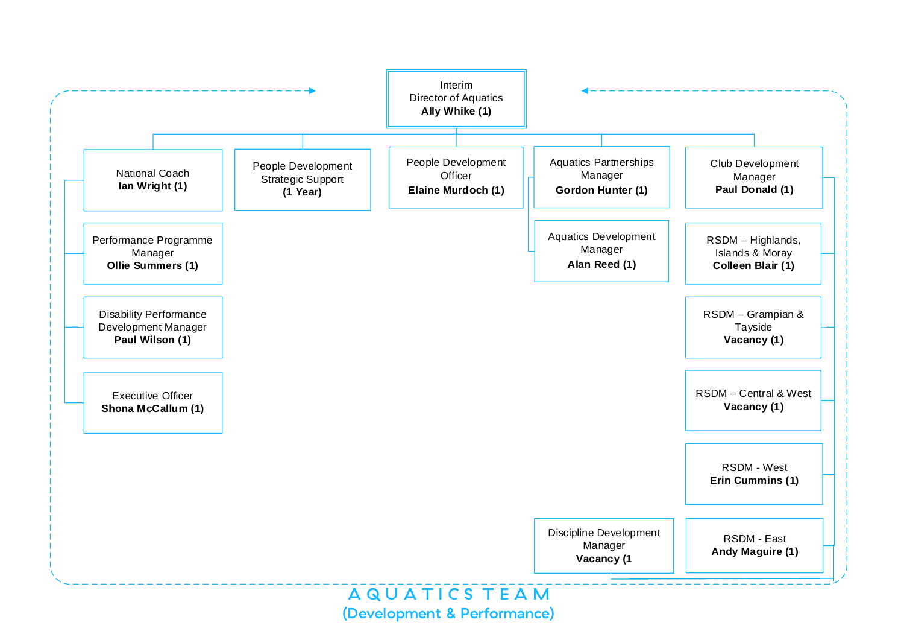# AQUATICS TEAM

## (Development & Performance)

- **Interim Director of Aquatics** — **Ally Whike (1)**
  - National Coach — **Ian Wright (1)**
    - Performance Programme Manager — **Ollie Summers (1)**
    - Disability Performance Development Manager — **Paul Wilson (1)**
    - Executive Officer — **Shona McCallum (1)**
  - People Development Strategic Support — **(1 Year)**
  - People Development Officer — **Elaine Murdoch (1)**
  - Aquatics Partnerships Manager — **Gordon Hunter (1)**
    - Aquatics Development Manager — **Alan Reed (1)**
  - Club Development Manager — **Paul Donald (1)**
    - RSDM – Highlands, Islands & Moray — **Colleen Blair (1)**
    - RSDM – Grampian & Tayside — **Vacancy (1)**
    - RSDM – Central & West — **Vacancy (1)**
    - RSDM - West — **Erin Cummins (1)**
    - RSDM - East — **Andy Maguire (1)**
    - Discipline Development Manager — **Vacancy (1**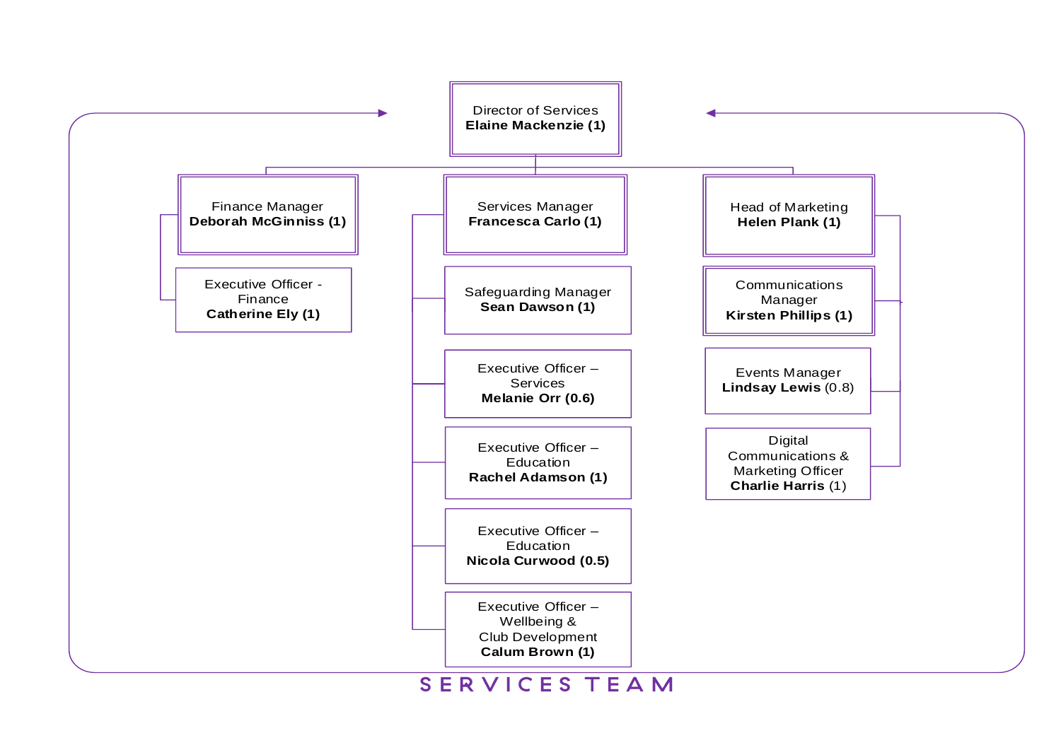Director of Services
**Elaine Mackenzie (1)**

Finance Manager
**Deborah McGinniss (1)**

Executive Officer - Finance
**Catherine Ely (1)**

Services Manager
**Francesca Carlo (1)**

Safeguarding Manager
**Sean Dawson (1)**

Executive Officer – Services
**Melanie Orr (0.6)**

Executive Officer – Education
**Rachel Adamson (1)**

Executive Officer – Education
**Nicola Curwood (0.5)**

Executive Officer – Wellbeing & Club Development
**Calum Brown (1)**

Head of Marketing
**Helen Plank (1)**

Communications Manager
**Kirsten Phillips (1)**

Events Manager
**Lindsay Lewis** (0.8)

Digital Communications & Marketing Officer
**Charlie Harris** (1)

SERVICES TEAM